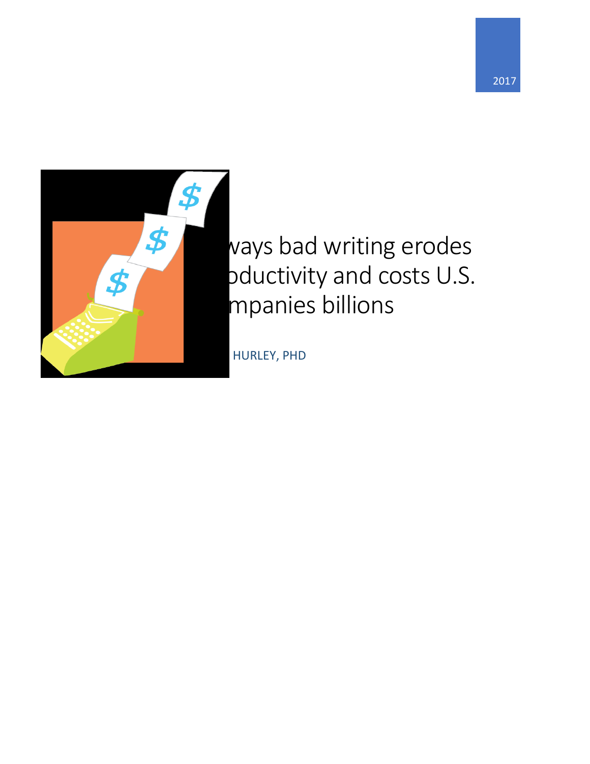2017

# ways bad writing erodes oductivity and costs U.S. mpanies billions

HURLEY, PHD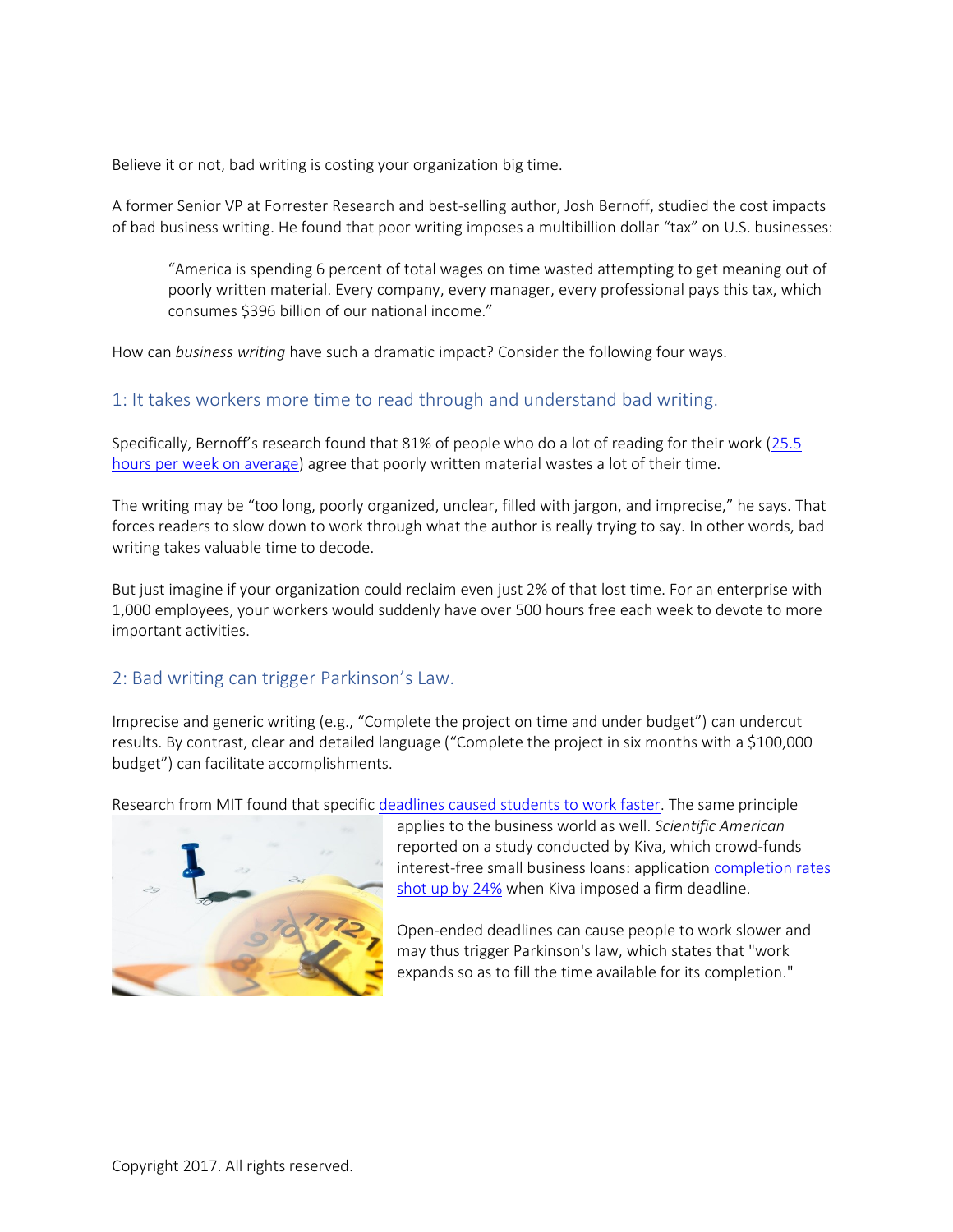Believe it or not, bad writing is costing your organization big time.

A former Senior VP at Forrester Research and best-selling author, Josh Bernoff, studied the cost impacts of bad business writing. He found that poor writing imposes a multibillion dollar "tax" on U.S. businesses:

> "America is spending 6 percent of total wages on time wasted attempting to get meaning out of poorly written material. Every company, every manager, every professional pays this tax, which consumes $396 billion of our national income."

How can *business writing* have such a dramatic impact? Consider the following four ways.

## 1: It takes workers more time to read through and understand bad writing.

Specifically, Bernoff's research found that 81% of people who do a lot of reading for their work (25.5 hours per week on average) agree that poorly written material wastes a lot of their time.

The writing may be "too long, poorly organized, unclear, filled with jargon, and imprecise," he says. That forces readers to slow down to work through what the author is really trying to say. In other words, bad writing takes valuable time to decode.

But just imagine if your organization could reclaim even just 2% of that lost time. For an enterprise with 1,000 employees, your workers would suddenly have over 500 hours free each week to devote to more important activities.

## 2: Bad writing can trigger Parkinson's Law.

Imprecise and generic writing (e.g., "Complete the project on time and under budget") can undercut results. By contrast, clear and detailed language ("Complete the project in six months with a $100,000 budget") can facilitate accomplishments.

Research from MIT found that specific deadlines caused students to work faster. The same principle applies to the business world as well. *Scientific American* reported on a study conducted by Kiva, which crowd-funds interest-free small business loans: application completion rates shot up by 24% when Kiva imposed a firm deadline.

Open-ended deadlines can cause people to work slower and may thus trigger Parkinson's law, which states that "work expands so as to fill the time available for its completion."

Copyright 2017. All rights reserved.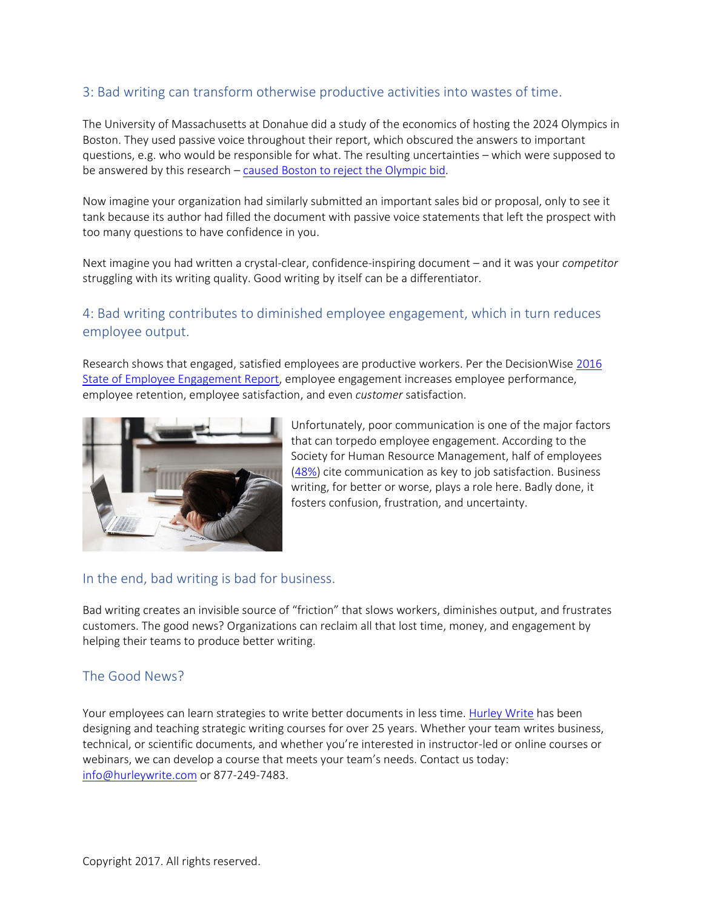## 3: Bad writing can transform otherwise productive activities into wastes of time.

The University of Massachusetts at Donahue did a study of the economics of hosting the 2024 Olympics in Boston. They used passive voice throughout their report, which obscured the answers to important questions, e.g. who would be responsible for what. The resulting uncertainties – which were supposed to be answered by this research – caused Boston to reject the Olympic bid.

Now imagine your organization had similarly submitted an important sales bid or proposal, only to see it tank because its author had filled the document with passive voice statements that left the prospect with too many questions to have confidence in you.

Next imagine you had written a crystal-clear, confidence-inspiring document – and it was your *competitor* struggling with its writing quality. Good writing by itself can be a differentiator.

## 4: Bad writing contributes to diminished employee engagement, which in turn reduces employee output.

Research shows that engaged, satisfied employees are productive workers. Per the DecisionWise 2016 State of Employee Engagement Report, employee engagement increases employee performance, employee retention, employee satisfaction, and even *customer* satisfaction.

Unfortunately, poor communication is one of the major factors that can torpedo employee engagement. According to the Society for Human Resource Management, half of employees (48%) cite communication as key to job satisfaction. Business writing, for better or worse, plays a role here. Badly done, it fosters confusion, frustration, and uncertainty.

## In the end, bad writing is bad for business.

Bad writing creates an invisible source of "friction" that slows workers, diminishes output, and frustrates customers. The good news? Organizations can reclaim all that lost time, money, and engagement by helping their teams to produce better writing.

## The Good News?

Your employees can learn strategies to write better documents in less time. Hurley Write has been designing and teaching strategic writing courses for over 25 years. Whether your team writes business, technical, or scientific documents, and whether you're interested in instructor-led or online courses or webinars, we can develop a course that meets your team's needs. Contact us today: info@hurleywrite.com or 877-249-7483.

Copyright 2017. All rights reserved.